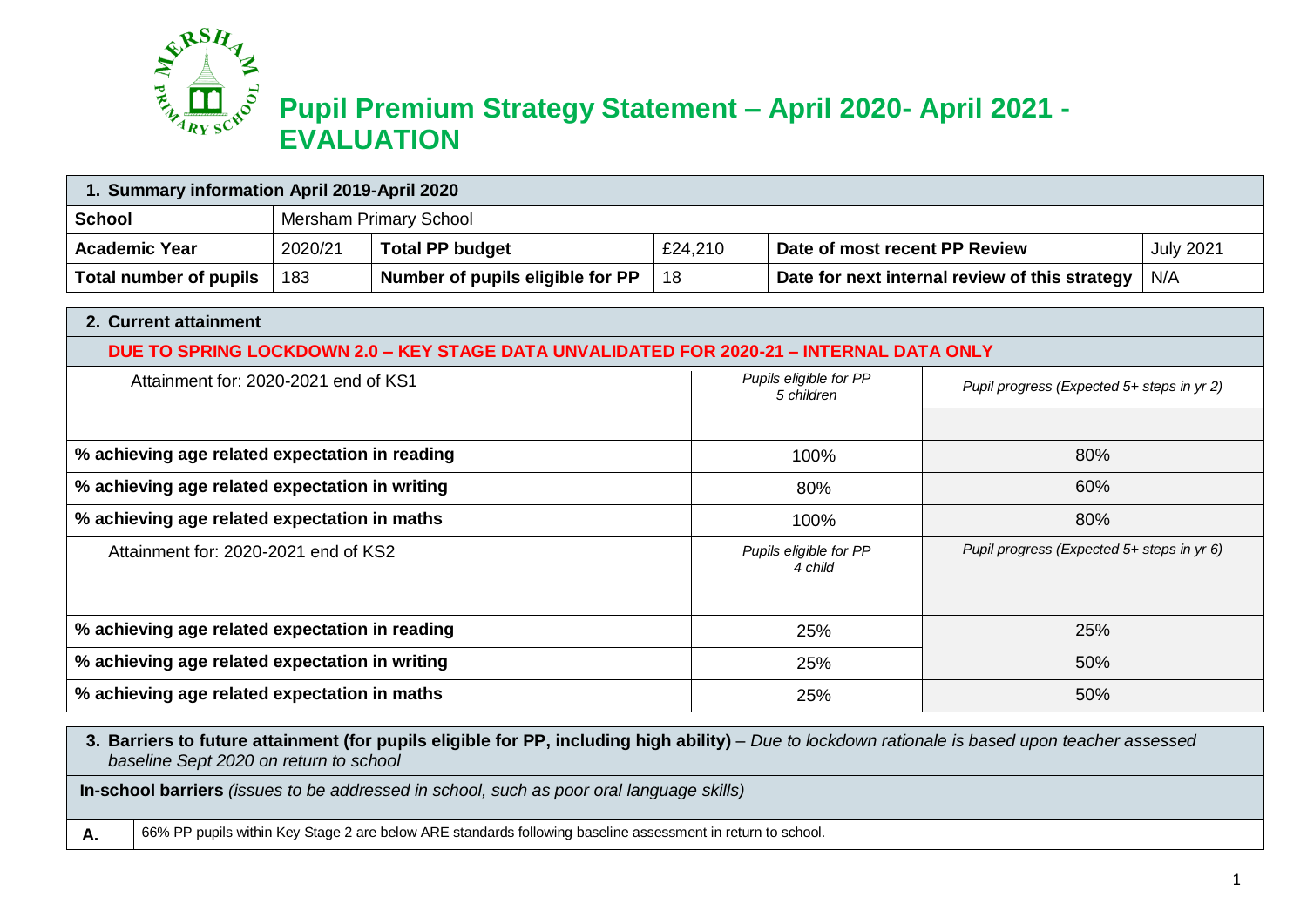# Pupil Premium Strategy Statement – April 2020- April 2021 - EVALUATION

| 1. Summary information April 2019-April 2020 | | | | | |
|---|---|---|---|---|---|
| **School** | Mersham Primary School | | | | |
| **Academic Year** | 2020/21 | **Total PP budget** | £24,210 | **Date of most recent PP Review** | July 2021 |
| **Total number of pupils** | 183 | **Number of pupils eligible for PP** | 18 | **Date for next internal review of this strategy** | N/A |

| 2. Current attainment | | |
|---|---|---|
| **DUE TO SPRING LOCKDOWN 2.0 – KEY STAGE DATA UNVALIDATED FOR 2020-21 – INTERNAL DATA ONLY** | | |
| Attainment for: 2020-2021 end of KS1 | *Pupils eligible for PP 5 children* | *Pupil progress (Expected 5+ steps in yr 2)* |
| | | |
| **% achieving age related expectation in reading** | 100% | 80% |
| **% achieving age related expectation in writing** | 80% | 60% |
| **% achieving age related expectation in maths** | 100% | 80% |
| Attainment for: 2020-2021 end of KS2 | *Pupils eligible for PP 4 child* | *Pupil progress (Expected 5+ steps in yr 6)* |
| | | |
| **% achieving age related expectation in reading** | 25% | 25% |
| **% achieving age related expectation in writing** | 25% | 50% |
| **% achieving age related expectation in maths** | 25% | 50% |

| 3. Barriers to future attainment (for pupils eligible for PP, including high ability) – *Due to lockdown rationale is based upon teacher assessed baseline Sept 2020 on return to school* | |
|---|---|
| **In-school barriers** *(issues to be addressed in school, such as poor oral language skills)* | |
| **A.** | 66% PP pupils within Key Stage 2 are below ARE standards following baseline assessment in return to school. |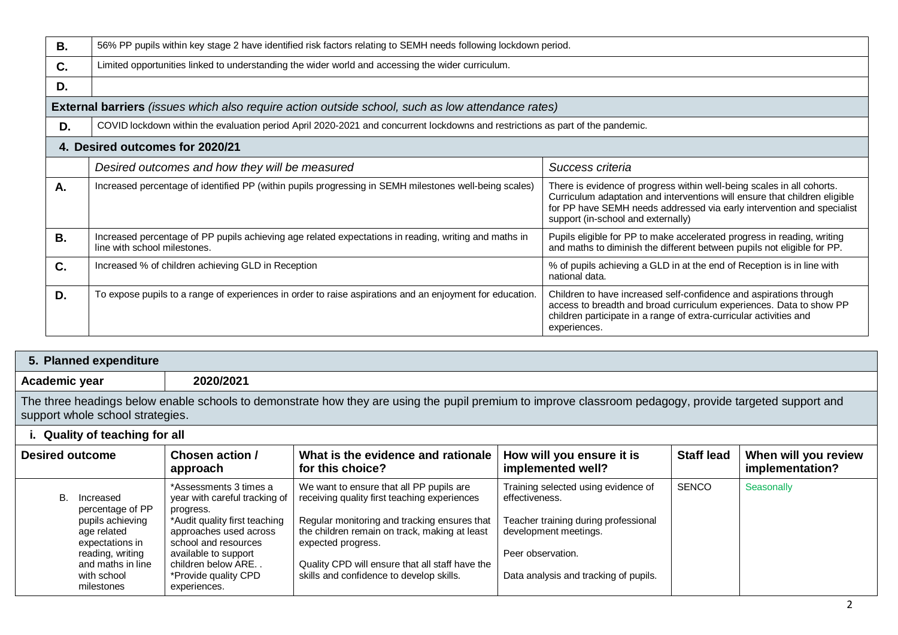| | |
|---|---|
| **B.** | 56% PP pupils within key stage 2 have identified risk factors relating to SEMH needs following lockdown period. |
| **C.** | Limited opportunities linked to understanding the wider world and accessing the wider curriculum. |
| **D.** | |
| **External barriers** *(issues which also require action outside school, such as low attendance rates)* | |
| **D.** | COVID lockdown within the evaluation period April 2020-2021 and concurrent lockdowns and restrictions as part of the pandemic. |

## 4. Desired outcomes for 2020/21

| | *Desired outcomes and how they will be measured* | *Success criteria* |
|---|---|---|
| **A.** | Increased percentage of identified PP (within pupils progressing in SEMH milestones well-being scales) | There is evidence of progress within well-being scales in all cohorts. Curriculum adaptation and interventions will ensure that children eligible for PP have SEMH needs addressed via early intervention and specialist support (in-school and externally) |
| **B.** | Increased percentage of PP pupils achieving age related expectations in reading, writing and maths in line with school milestones. | Pupils eligible for PP to make accelerated progress in reading, writing and maths to diminish the different between pupils not eligible for PP. |
| **C.** | Increased % of children achieving GLD in Reception | % of pupils achieving a GLD in at the end of Reception is in line with national data. |
| **D.** | To expose pupils to a range of experiences in order to raise aspirations and an enjoyment for education. | Children to have increased self-confidence and aspirations through access to breadth and broad curriculum experiences. Data to show PP children participate in a range of extra-curricular activities and experiences. |

## 5. Planned expenditure

| | |
|---|---|
| **Academic year** | **2020/2021** |

The three headings below enable schools to demonstrate how they are using the pupil premium to improve classroom pedagogy, provide targeted support and support whole school strategies.

### i. Quality of teaching for all

| Desired outcome | Chosen action / approach | What is the evidence and rationale for this choice? | How will you ensure it is implemented well? | Staff lead | When will you review implementation? |
|---|---|---|---|---|---|
| B. Increased percentage of PP pupils achieving age related expectations in reading, writing and maths in line with school milestones | *Assessments 3 times a year with careful tracking of progress.<br>*Audit quality first teaching approaches used across school and resources available to support children below ARE. .<br>*Provide quality CPD experiences. | We want to ensure that all PP pupils are receiving quality first teaching experiences<br><br>Regular monitoring and tracking ensures that the children remain on track, making at least expected progress.<br><br>Quality CPD will ensure that all staff have the skills and confidence to develop skills. | Training selected using evidence of effectiveness.<br><br>Teacher training during professional development meetings.<br><br>Peer observation.<br><br>Data analysis and tracking of pupils. | SENCO | Seasonally |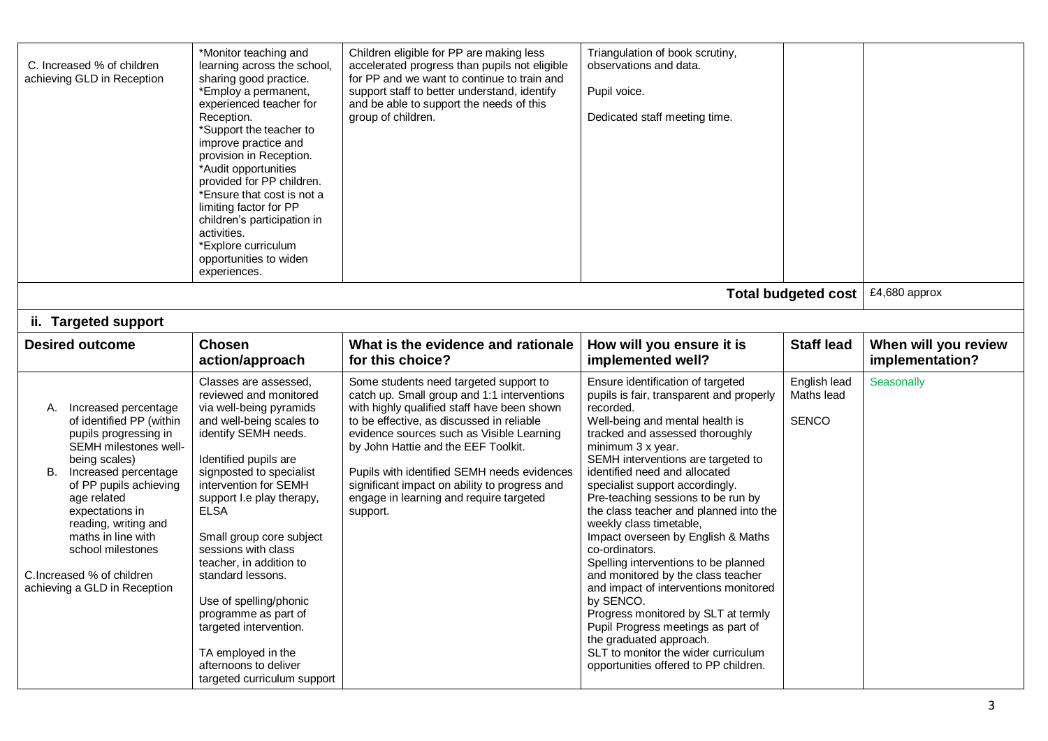| | | | | | |
|---|---|---|---|---|---|
| C. Increased % of children achieving GLD in Reception | *Monitor teaching and learning across the school, sharing good practice.<br>*Employ a permanent, experienced teacher for Reception.<br>*Support the teacher to improve practice and provision in Reception.<br>*Audit opportunities provided for PP children.<br>*Ensure that cost is not a limiting factor for PP children's participation in activities.<br>*Explore curriculum opportunities to widen experiences. | Children eligible for PP are making less accelerated progress than pupils not eligible for PP and we want to continue to train and support staff to better understand, identify and be able to support the needs of this group of children. | Triangulation of book scrutiny, observations and data.<br><br>Pupil voice.<br><br>Dedicated staff meeting time. | | |
| | | | | **Total budgeted cost** | £4,680 approx |

## ii. Targeted support

| Desired outcome | Chosen action/approach | What is the evidence and rationale for this choice? | How will you ensure it is implemented well? | Staff lead | When will you review implementation? |
|---|---|---|---|---|---|
| A. Increased percentage of identified PP (within pupils progressing in SEMH milestones well-being scales)<br>B. Increased percentage of PP pupils achieving age related expectations in reading, writing and maths in line with school milestones<br><br>C.Increased % of children achieving a GLD in Reception | Classes are assessed, reviewed and monitored via well-being pyramids and well-being scales to identify SEMH needs.<br><br>Identified pupils are signposted to specialist intervention for SEMH support I.e play therapy, ELSA<br><br>Small group core subject sessions with class teacher, in addition to standard lessons.<br><br>Use of spelling/phonic programme as part of targeted intervention.<br><br>TA employed in the afternoons to deliver targeted curriculum support | Some students need targeted support to catch up. Small group and 1:1 interventions with highly qualified staff have been shown to be effective, as discussed in reliable evidence sources such as Visible Learning by John Hattie and the EEF Toolkit.<br><br>Pupils with identified SEMH needs evidences significant impact on ability to progress and engage in learning and require targeted support. | Ensure identification of targeted pupils is fair, transparent and properly recorded.<br>Well-being and mental health is tracked and assessed thoroughly minimum 3 x year.<br>SEMH interventions are targeted to identified need and allocated specialist support accordingly.<br>Pre-teaching sessions to be run by the class teacher and planned into the weekly class timetable,<br>Impact overseen by English & Maths co-ordinators.<br>Spelling interventions to be planned and monitored by the class teacher and impact of interventions monitored by SENCO.<br>Progress monitored by SLT at termly Pupil Progress meetings as part of the graduated approach.<br>SLT to monitor the wider curriculum opportunities offered to PP children. | English lead<br>Maths lead<br><br>SENCO | Seasonally |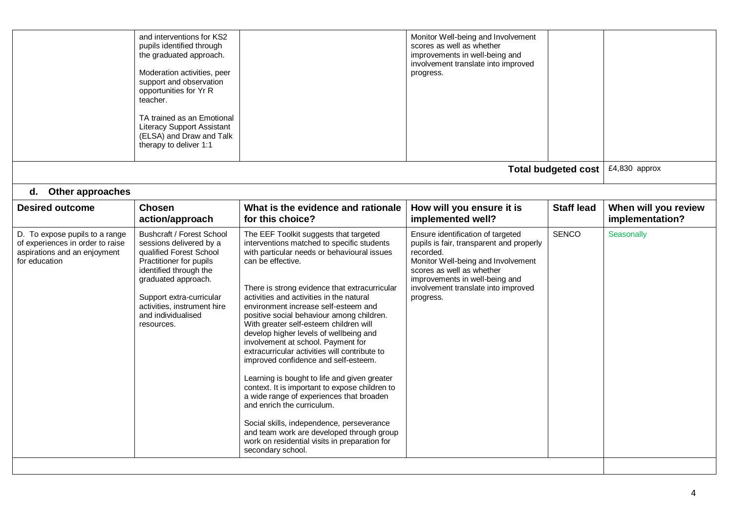| | | | | | |
|---|---|---|---|---|---|
| | and interventions for KS2 pupils identified through the graduated approach.<br><br>Moderation activities, peer support and observation opportunities for Yr R teacher.<br><br>TA trained as an Emotional Literacy Support Assistant (ELSA) and Draw and Talk therapy to deliver 1:1 | | Monitor Well-being and Involvement scores as well as whether improvements in well-being and involvement translate into improved progress. | | |
| | | | | **Total budgeted cost** | £4,830 approx |

### d. Other approaches

| Desired outcome | Chosen action/approach | What is the evidence and rationale for this choice? | How will you ensure it is implemented well? | Staff lead | When will you review implementation? |
|---|---|---|---|---|---|
| D. To expose pupils to a range of experiences in order to raise aspirations and an enjoyment for education | Bushcraft / Forest School sessions delivered by a qualified Forest School Practitioner for pupils identified through the graduated approach.<br><br>Support extra-curricular activities, instrument hire and individualised resources. | The EEF Toolkit suggests that targeted interventions matched to specific students with particular needs or behavioural issues can be effective.<br><br>There is strong evidence that extracurricular activities and activities in the natural environment increase self-esteem and positive social behaviour among children. With greater self-esteem children will develop higher levels of wellbeing and involvement at school. Payment for extracurricular activities will contribute to improved confidence and self-esteem.<br><br>Learning is bought to life and given greater context. It is important to expose children to a wide range of experiences that broaden and enrich the curriculum.<br><br>Social skills, independence, perseverance and team work are developed through group work on residential visits in preparation for secondary school. | Ensure identification of targeted pupils is fair, transparent and properly recorded.<br>Monitor Well-being and Involvement scores as well as whether improvements in well-being and involvement translate into improved progress. | SENCO | Seasonally |
| | | | | | |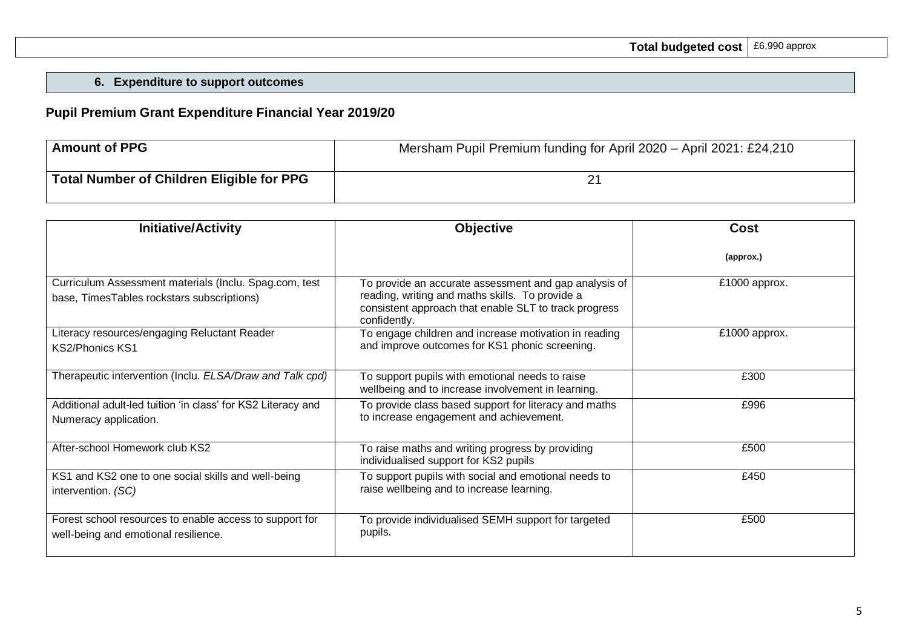| | |
|---|---|
| **Total budgeted cost** | £6,990 approx |

## 6. Expenditure to support outcomes

### Pupil Premium Grant Expenditure Financial Year 2019/20

| | |
|---|---|
| **Amount of PPG** | Mersham Pupil Premium funding for April 2020 – April 2021: £24,210 |
| **Total Number of Children Eligible for PPG** | 21 |

| Initiative/Activity | Objective | Cost (approx.) |
|---|---|---|
| Curriculum Assessment materials (Inclu. Spag.com, test base, TimesTables rockstars subscriptions) | To provide an accurate assessment and gap analysis of reading, writing and maths skills. To provide a consistent approach that enable SLT to track progress confidently. | £1000 approx. |
| Literacy resources/engaging Reluctant Reader KS2/Phonics KS1 | To engage children and increase motivation in reading and improve outcomes for KS1 phonic screening. | £1000 approx. |
| Therapeutic intervention (Inclu. *ELSA/Draw and Talk cpd)* | To support pupils with emotional needs to raise wellbeing and to increase involvement in learning. | £300 |
| Additional adult-led tuition 'in class' for KS2 Literacy and Numeracy application. | To provide class based support for literacy and maths to increase engagement and achievement. | £996 |
| After-school Homework club KS2 | To raise maths and writing progress by providing individualised support for KS2 pupils | £500 |
| KS1 and KS2 one to one social skills and well-being intervention. *(SC)* | To support pupils with social and emotional needs to raise wellbeing and to increase learning. | £450 |
| Forest school resources to enable access to support for well-being and emotional resilience. | To provide individualised SEMH support for targeted pupils. | £500 |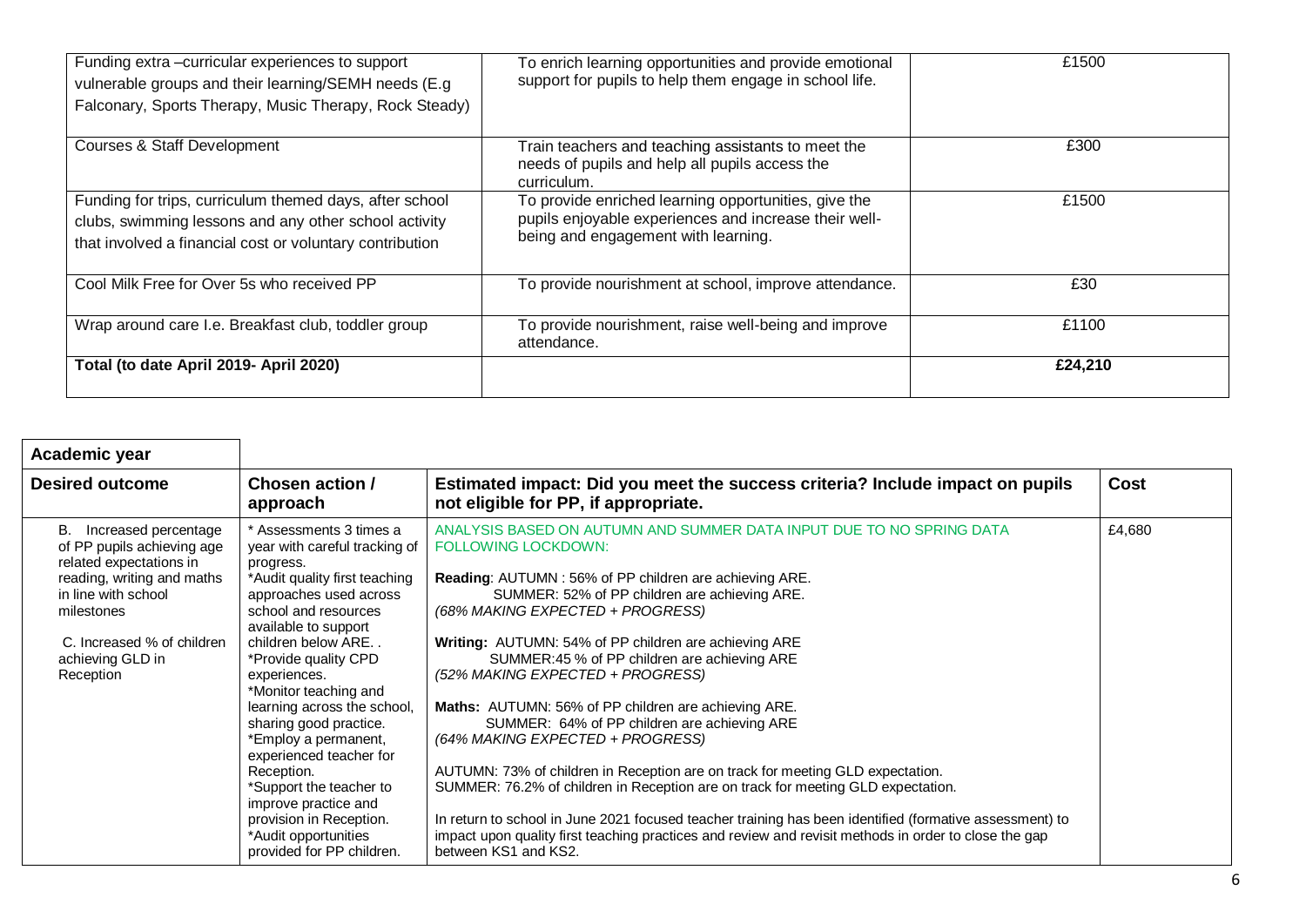| | | |
|---|---|---|
| Funding extra –curricular experiences to support vulnerable groups and their learning/SEMH needs (E.g Falconary, Sports Therapy, Music Therapy, Rock Steady) | To enrich learning opportunities and provide emotional support for pupils to help them engage in school life. | £1500 |
| Courses & Staff Development | Train teachers and teaching assistants to meet the needs of pupils and help all pupils access the curriculum. | £300 |
| Funding for trips, curriculum themed days, after school clubs, swimming lessons and any other school activity that involved a financial cost or voluntary contribution | To provide enriched learning opportunities, give the pupils enjoyable experiences and increase their well-being and engagement with learning. | £1500 |
| Cool Milk Free for Over 5s who received PP | To provide nourishment at school, improve attendance. | £30 |
| Wrap around care I.e. Breakfast club, toddler group | To provide nourishment, raise well-being and improve attendance. | £1100 |
| **Total (to date April 2019- April 2020)** | | **£24,210** |

| **Academic year** | | | |
|---|---|---|---|
| **Desired outcome** | **Chosen action / approach** | **Estimated impact: Did you meet the success criteria? Include impact on pupils not eligible for PP, if appropriate.** | **Cost** |
| B. Increased percentage of PP pupils achieving age related expectations in reading, writing and maths in line with school milestones<br><br>C. Increased % of children achieving GLD in Reception | * Assessments 3 times a year with careful tracking of progress.<br>*Audit quality first teaching approaches used across school and resources available to support children below ARE. .<br>*Provide quality CPD experiences.<br>*Monitor teaching and learning across the school, sharing good practice.<br>*Employ a permanent, experienced teacher for Reception.<br>*Support the teacher to improve practice and provision in Reception.<br>*Audit opportunities provided for PP children. | ANALYSIS BASED ON AUTUMN AND SUMMER DATA INPUT DUE TO NO SPRING DATA FOLLOWING LOCKDOWN:<br><br>**Reading**: AUTUMN : 56% of PP children are achieving ARE.<br>SUMMER: 52% of PP children are achieving ARE.<br>*(68% MAKING EXPECTED + PROGRESS)*<br><br>**Writing:** AUTUMN: 54% of PP children are achieving ARE<br>SUMMER:45 % of PP children are achieving ARE<br>*(52% MAKING EXPECTED + PROGRESS)*<br><br>**Maths:** AUTUMN: 56% of PP children are achieving ARE.<br>SUMMER: 64% of PP children are achieving ARE<br>*(64% MAKING EXPECTED + PROGRESS)*<br><br>AUTUMN: 73% of children in Reception are on track for meeting GLD expectation.<br>SUMMER: 76.2% of children in Reception are on track for meeting GLD expectation.<br><br>In return to school in June 2021 focused teacher training has been identified (formative assessment) to impact upon quality first teaching practices and review and revisit methods in order to close the gap between KS1 and KS2. | £4,680 |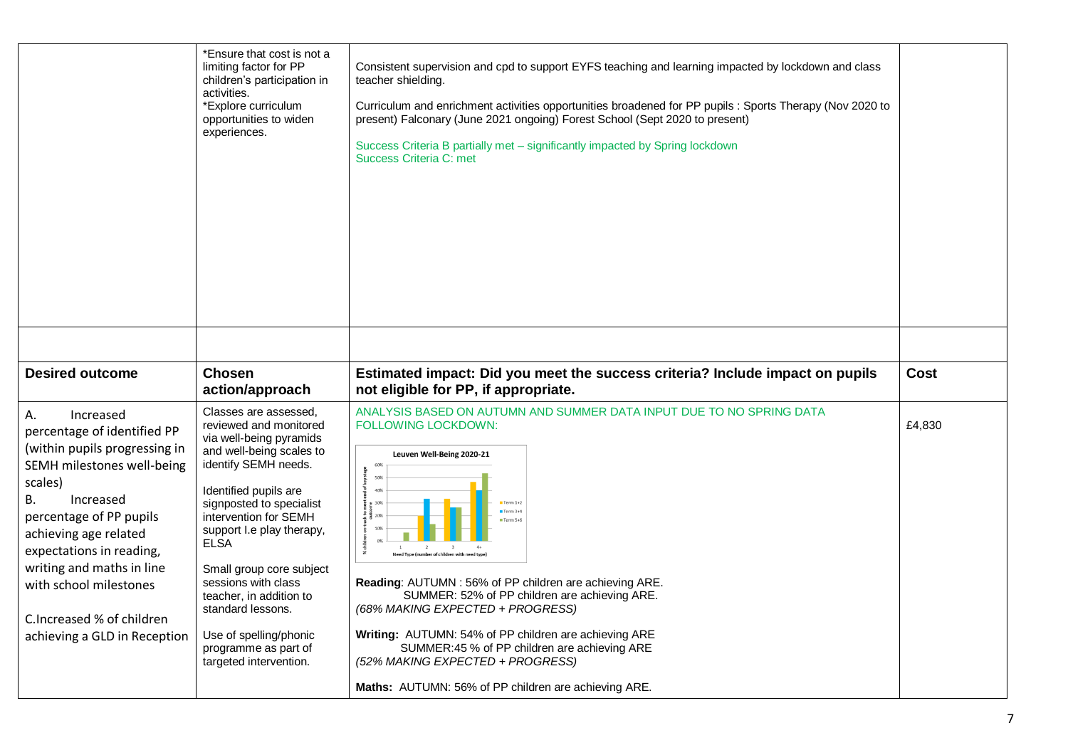| | | | |
|---|---|---|---|
| | *Ensure that cost is not a limiting factor for PP children's participation in activities.<br>*Explore curriculum opportunities to widen experiences. | Consistent supervision and cpd to support EYFS teaching and learning impacted by lockdown and class teacher shielding.<br><br>Curriculum and enrichment activities opportunities broadened for PP pupils : Sports Therapy (Nov 2020 to present) Falconary (June 2021 ongoing) Forest School (Sept 2020 to present)<br><br>Success Criteria B partially met – significantly impacted by Spring lockdown<br>Success Criteria C: met | |
| | | | |
| **Desired outcome** | **Chosen action/approach** | **Estimated impact: Did you meet the success criteria? Include impact on pupils not eligible for PP, if appropriate.** | **Cost** |
| A. Increased percentage of identified PP (within pupils progressing in SEMH milestones well-being scales)<br>B. Increased percentage of PP pupils achieving age related expectations in reading, writing and maths in line with school milestones<br><br>C.Increased % of children achieving a GLD in Reception | Classes are assessed, reviewed and monitored via well-being pyramids and well-being scales to identify SEMH needs.<br><br>Identified pupils are signposted to specialist intervention for SEMH support I.e play therapy, ELSA<br><br>Small group core subject sessions with class teacher, in addition to standard lessons.<br><br>Use of spelling/phonic programme as part of targeted intervention. | ANALYSIS BASED ON AUTUMN AND SUMMER DATA INPUT DUE TO NO SPRING DATA FOLLOWING LOCKDOWN:<br><br>Leuven Well-Being 2020-21<br>% children on-track to meet end of key stage outcome<br>60% 50% 40% 30% 20% 10% 0%<br>1 2 3 4+<br>Need Type (number of children with need type)<br>Term 1+2<br>Term 3+4<br>Term 5+6<br><br>**Reading**: AUTUMN : 56% of PP children are achieving ARE.<br>SUMMER: 52% of PP children are achieving ARE.<br>*(68% MAKING EXPECTED + PROGRESS)*<br><br>**Writing:** AUTUMN: 54% of PP children are achieving ARE<br>SUMMER:45 % of PP children are achieving ARE<br>*(52% MAKING EXPECTED + PROGRESS)*<br><br>**Maths:** AUTUMN: 56% of PP children are achieving ARE. | £4,830 |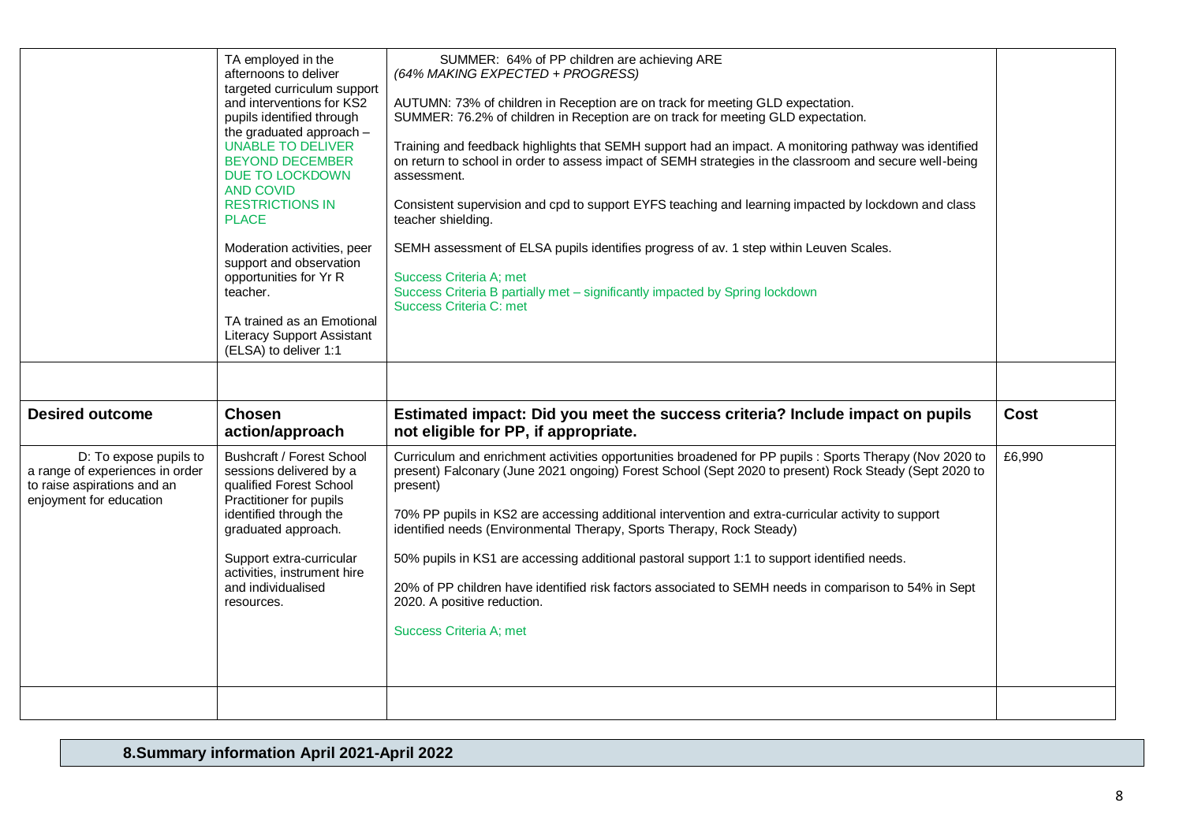| | | | |
|---|---|---|---|
| | TA employed in the afternoons to deliver targeted curriculum support and interventions for KS2 pupils identified through the graduated approach – UNABLE TO DELIVER BEYOND DECEMBER DUE TO LOCKDOWN AND COVID RESTRICTIONS IN PLACE<br><br>Moderation activities, peer support and observation opportunities for Yr R teacher.<br><br>TA trained as an Emotional Literacy Support Assistant (ELSA) to deliver 1:1 | SUMMER: 64% of PP children are achieving ARE<br>*(64% MAKING EXPECTED + PROGRESS)*<br><br>AUTUMN: 73% of children in Reception are on track for meeting GLD expectation.<br>SUMMER: 76.2% of children in Reception are on track for meeting GLD expectation.<br><br>Training and feedback highlights that SEMH support had an impact. A monitoring pathway was identified on return to school in order to assess impact of SEMH strategies in the classroom and secure well-being assessment.<br><br>Consistent supervision and cpd to support EYFS teaching and learning impacted by lockdown and class teacher shielding.<br><br>SEMH assessment of ELSA pupils identifies progress of av. 1 step within Leuven Scales.<br><br>Success Criteria A; met<br>Success Criteria B partially met – significantly impacted by Spring lockdown<br>Success Criteria C: met | |
| | | | |
| **Desired outcome** | **Chosen action/approach** | **Estimated impact: Did you meet the success criteria? Include impact on pupils not eligible for PP, if appropriate.** | **Cost** |
| D: To expose pupils to a range of experiences in order to raise aspirations and an enjoyment for education | Bushcraft / Forest School sessions delivered by a qualified Forest School Practitioner for pupils identified through the graduated approach.<br><br>Support extra-curricular activities, instrument hire and individualised resources. | Curriculum and enrichment activities opportunities broadened for PP pupils : Sports Therapy (Nov 2020 to present) Falconary (June 2021 ongoing) Forest School (Sept 2020 to present) Rock Steady (Sept 2020 to present)<br><br>70% PP pupils in KS2 are accessing additional intervention and extra-curricular activity to support identified needs (Environmental Therapy, Sports Therapy, Rock Steady)<br><br>50% pupils in KS1 are accessing additional pastoral support 1:1 to support identified needs.<br><br>20% of PP children have identified risk factors associated to SEMH needs in comparison to 54% in Sept 2020. A positive reduction.<br><br>Success Criteria A; met | £6,990 |
| | | | |

## 8.Summary information April 2021-April 2022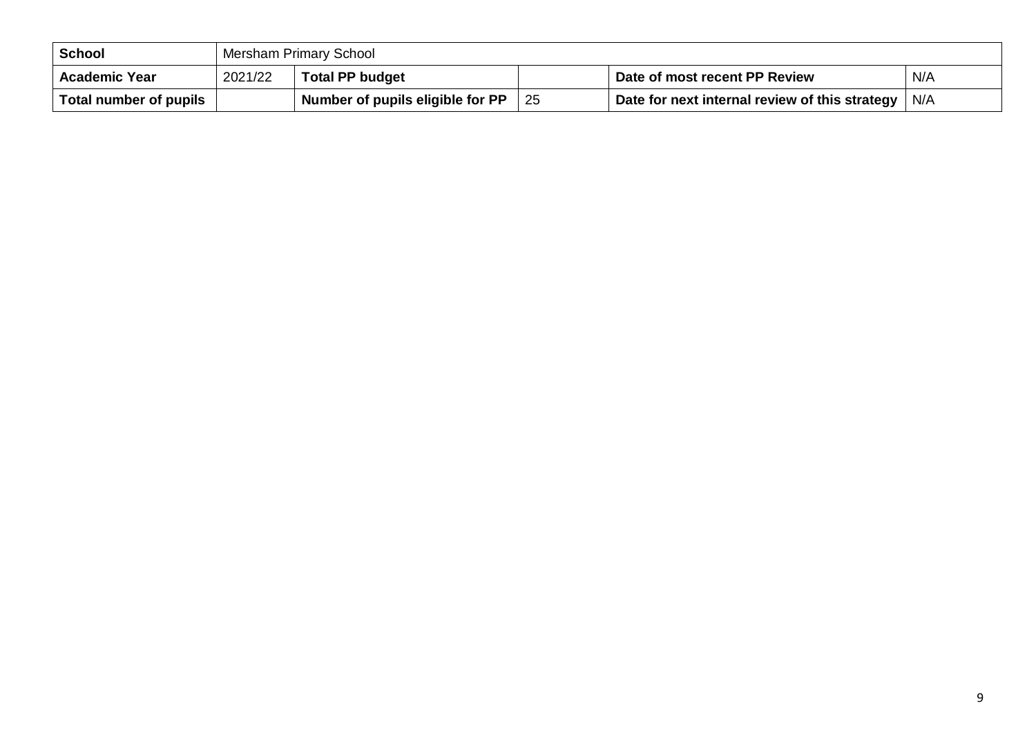| | | | | | |
|---|---|---|---|---|---|
| **School** | Mersham Primary School | | | | |
| **Academic Year** | 2021/22 | **Total PP budget** | | **Date of most recent PP Review** | N/A |
| **Total number of pupils** | | **Number of pupils eligible for PP** | 25 | **Date for next internal review of this strategy** | N/A |